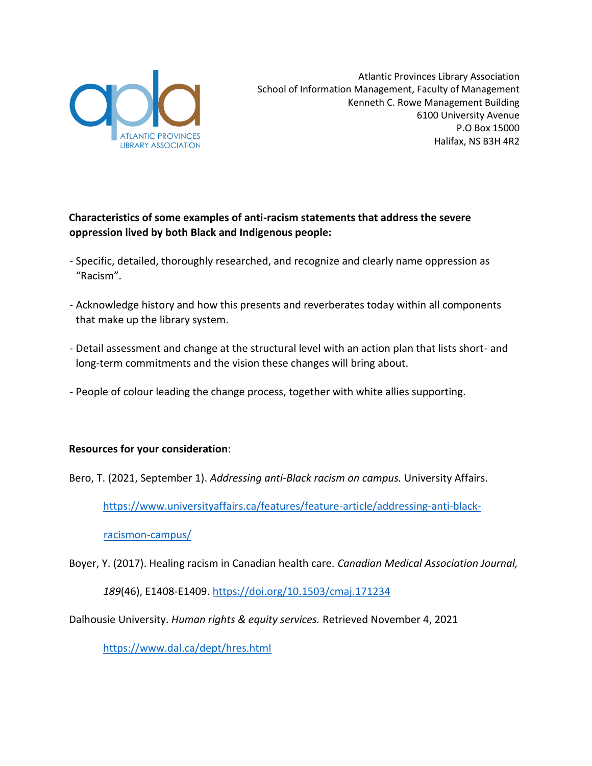Atlantic Provinces Library Association
School of Information Management, Faculty of Management
Kenneth C. Rowe Management Building
6100 University Avenue
P.O Box 15000
Halifax, NS B3H 4R2

**Characteristics of some examples of anti-racism statements that address the severe oppression lived by both Black and Indigenous people:**

- Specific, detailed, thoroughly researched, and recognize and clearly name oppression as "Racism".
- Acknowledge history and how this presents and reverberates today within all components that make up the library system.
- Detail assessment and change at the structural level with an action plan that lists short- and long-term commitments and the vision these changes will bring about.
- People of colour leading the change process, together with white allies supporting.

**Resources for your consideration**:

Bero, T. (2021, September 1). *Addressing anti-Black racism on campus.* University Affairs. https://www.universityaffairs.ca/features/feature-article/addressing-anti-black-racismon-campus/

Boyer, Y. (2017). Healing racism in Canadian health care. *Canadian Medical Association Journal, 189*(46), E1408-E1409. https://doi.org/10.1503/cmaj.171234

Dalhousie University. *Human rights & equity services.* Retrieved November 4, 2021 https://www.dal.ca/dept/hres.html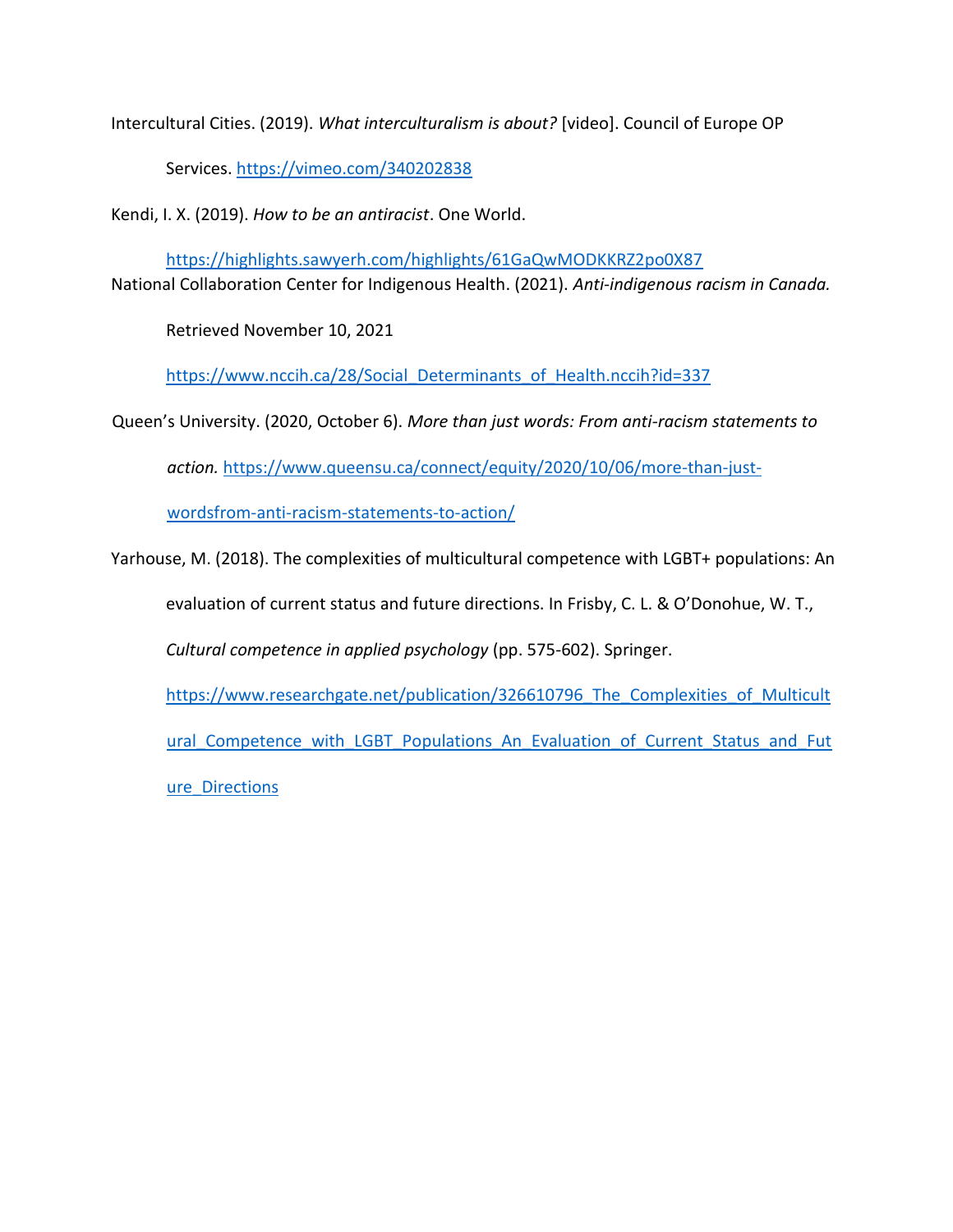Intercultural Cities. (2019). *What interculturalism is about?* [video]. Council of Europe OP Services. https://vimeo.com/340202838

Kendi, I. X. (2019). *How to be an antiracist*. One World. https://highlights.sawyerh.com/highlights/61GaQwMODKKRZ2po0X87

National Collaboration Center for Indigenous Health. (2021). *Anti-indigenous racism in Canada.* Retrieved November 10, 2021 https://www.nccih.ca/28/Social_Determinants_of_Health.nccih?id=337

Queen's University. (2020, October 6). *More than just words: From anti-racism statements to action.* https://www.queensu.ca/connect/equity/2020/10/06/more-than-just-wordsfrom-anti-racism-statements-to-action/

Yarhouse, M. (2018). The complexities of multicultural competence with LGBT+ populations: An evaluation of current status and future directions. In Frisby, C. L. & O'Donohue, W. T., *Cultural competence in applied psychology* (pp. 575-602). Springer. https://www.researchgate.net/publication/326610796_The_Complexities_of_Multicultural_Competence_with_LGBT_Populations_An_Evaluation_of_Current_Status_and_Future_Directions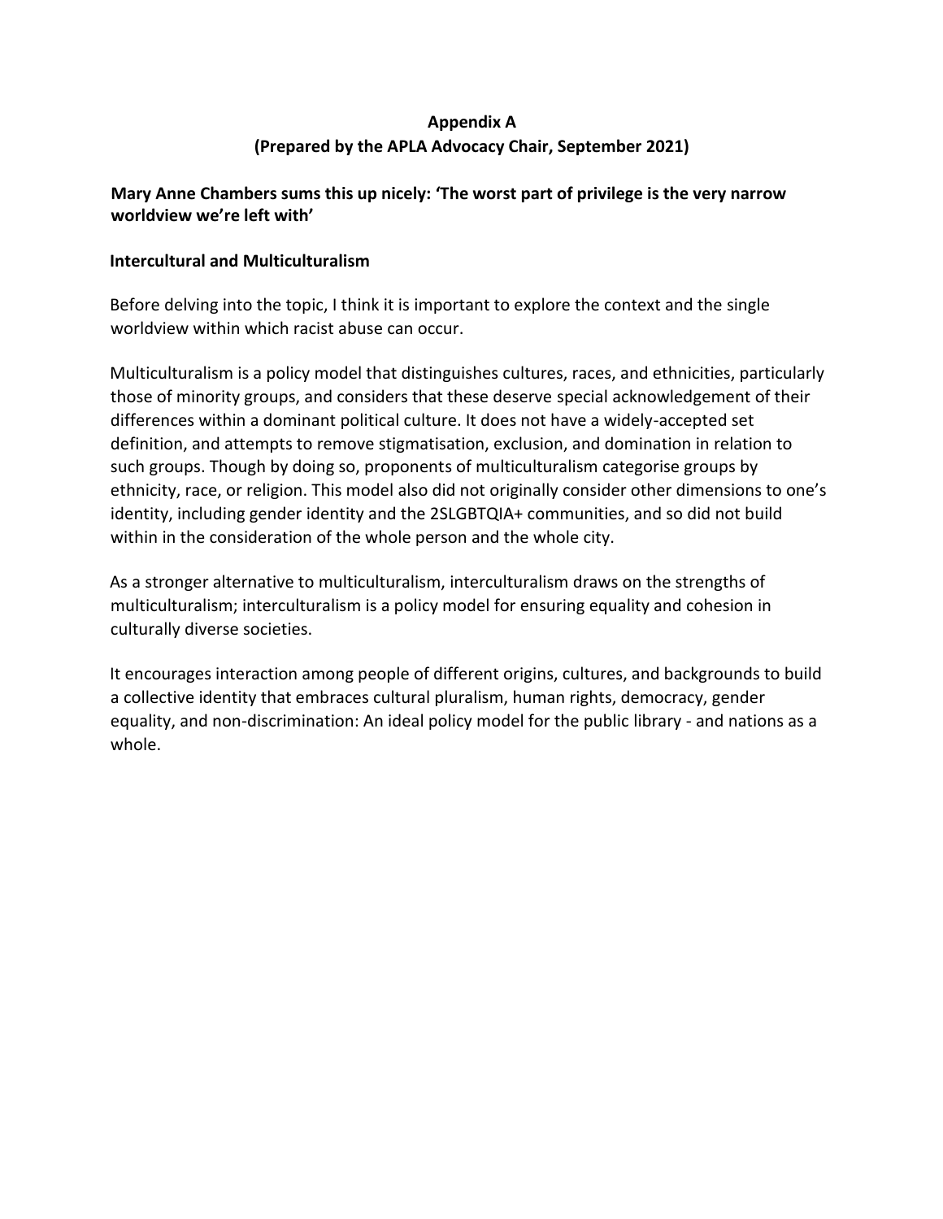## Appendix A
## (Prepared by the APLA Advocacy Chair, September 2021)

**Mary Anne Chambers sums this up nicely: 'The worst part of privilege is the very narrow worldview we're left with'**

**Intercultural and Multiculturalism**

Before delving into the topic, I think it is important to explore the context and the single worldview within which racist abuse can occur.

Multiculturalism is a policy model that distinguishes cultures, races, and ethnicities, particularly those of minority groups, and considers that these deserve special acknowledgement of their differences within a dominant political culture. It does not have a widely-accepted set definition, and attempts to remove stigmatisation, exclusion, and domination in relation to such groups. Though by doing so, proponents of multiculturalism categorise groups by ethnicity, race, or religion. This model also did not originally consider other dimensions to one's identity, including gender identity and the 2SLGBTQIA+ communities, and so did not build within in the consideration of the whole person and the whole city.

As a stronger alternative to multiculturalism, interculturalism draws on the strengths of multiculturalism; interculturalism is a policy model for ensuring equality and cohesion in culturally diverse societies.

It encourages interaction among people of different origins, cultures, and backgrounds to build a collective identity that embraces cultural pluralism, human rights, democracy, gender equality, and non-discrimination: An ideal policy model for the public library - and nations as a whole.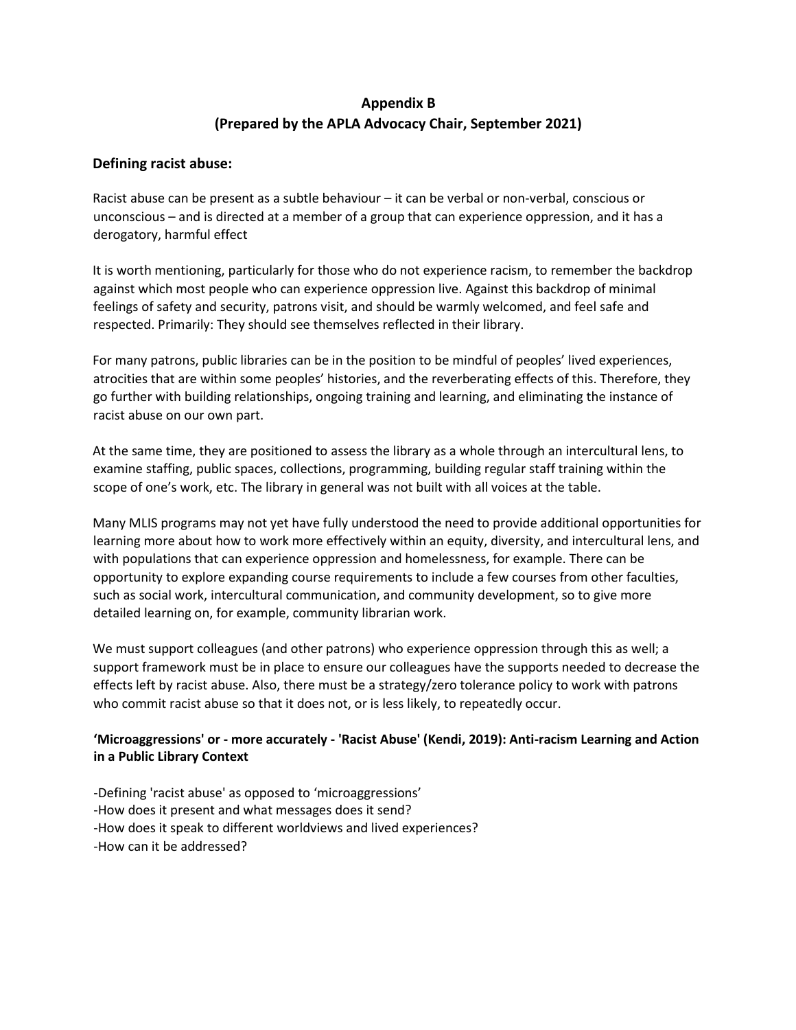## Appendix B
## (Prepared by the APLA Advocacy Chair, September 2021)

### Defining racist abuse:

Racist abuse can be present as a subtle behaviour – it can be verbal or non-verbal, conscious or unconscious – and is directed at a member of a group that can experience oppression, and it has a derogatory, harmful effect

It is worth mentioning, particularly for those who do not experience racism, to remember the backdrop against which most people who can experience oppression live. Against this backdrop of minimal feelings of safety and security, patrons visit, and should be warmly welcomed, and feel safe and respected. Primarily: They should see themselves reflected in their library.

For many patrons, public libraries can be in the position to be mindful of peoples' lived experiences, atrocities that are within some peoples' histories, and the reverberating effects of this. Therefore, they go further with building relationships, ongoing training and learning, and eliminating the instance of racist abuse on our own part.

At the same time, they are positioned to assess the library as a whole through an intercultural lens, to examine staffing, public spaces, collections, programming, building regular staff training within the scope of one's work, etc. The library in general was not built with all voices at the table.

Many MLIS programs may not yet have fully understood the need to provide additional opportunities for learning more about how to work more effectively within an equity, diversity, and intercultural lens, and with populations that can experience oppression and homelessness, for example. There can be opportunity to explore expanding course requirements to include a few courses from other faculties, such as social work, intercultural communication, and community development, so to give more detailed learning on, for example, community librarian work.

We must support colleagues (and other patrons) who experience oppression through this as well; a support framework must be in place to ensure our colleagues have the supports needed to decrease the effects left by racist abuse. Also, there must be a strategy/zero tolerance policy to work with patrons who commit racist abuse so that it does not, or is less likely, to repeatedly occur.

**'Microaggressions' or - more accurately - 'Racist Abuse' (Kendi, 2019): Anti-racism Learning and Action in a Public Library Context**

-Defining 'racist abuse' as opposed to 'microaggressions'
-How does it present and what messages does it send?
-How does it speak to different worldviews and lived experiences?
-How can it be addressed?